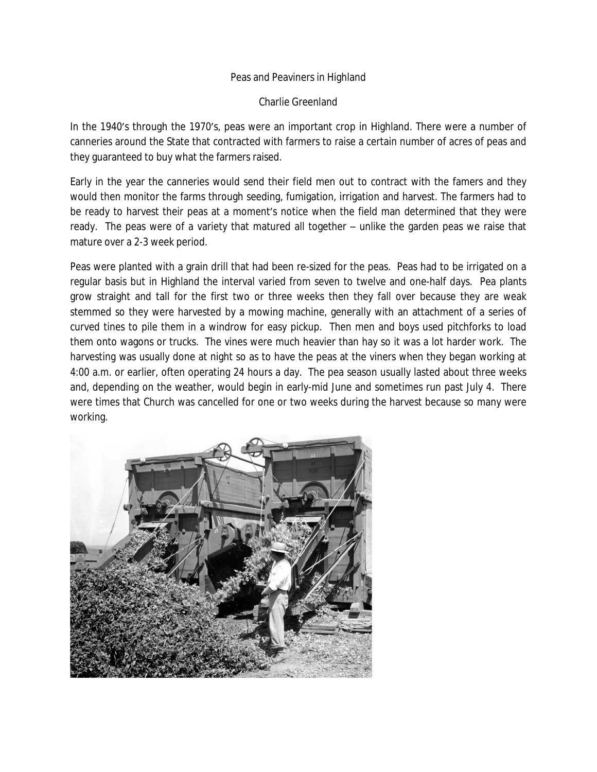# Peas and Peaviners in Highland

Charlie Greenland

In the 1940's through the 1970's, peas were an important crop in Highland. There were a number of canneries around the State that contracted with farmers to raise a certain number of acres of peas and they guaranteed to buy what the farmers raised.

Early in the year the canneries would send their field men out to contract with the famers and they would then monitor the farms through seeding, fumigation, irrigation and harvest. The farmers had to be ready to harvest their peas at a moment's notice when the field man determined that they were ready. The peas were of a variety that matured all together – unlike the garden peas we raise that mature over a 2-3 week period.

Peas were planted with a grain drill that had been re-sized for the peas. Peas had to be irrigated on a regular basis but in Highland the interval varied from seven to twelve and one-half days. Pea plants grow straight and tall for the first two or three weeks then they fall over because they are weak stemmed so they were harvested by a mowing machine, generally with an attachment of a series of curved tines to pile them in a windrow for easy pickup. Then men and boys used pitchforks to load them onto wagons or trucks. The vines were much heavier than hay so it was a lot harder work. The harvesting was usually done at night so as to have the peas at the viners when they began working at 4:00 a.m. or earlier, often operating 24 hours a day. The pea season usually lasted about three weeks and, depending on the weather, would begin in early-mid June and sometimes run past July 4. There were times that Church was cancelled for one or two weeks during the harvest because so many were working.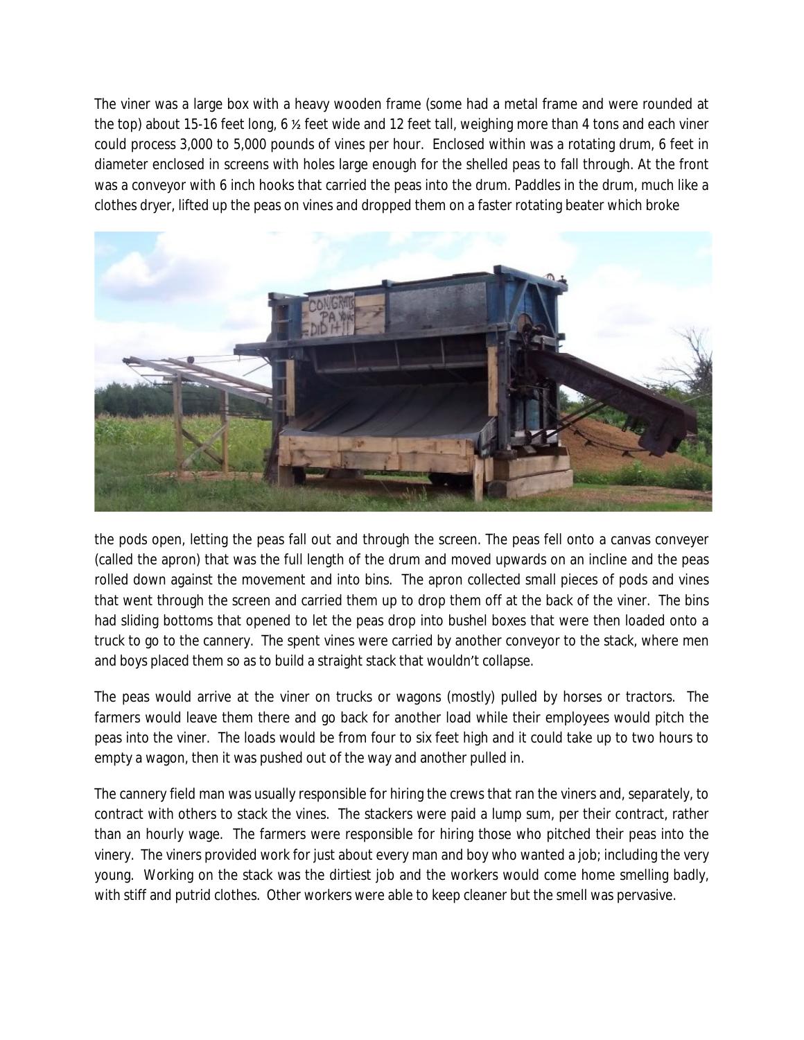The viner was a large box with a heavy wooden frame (some had a metal frame and were rounded at the top) about 15-16 feet long, 6 ½ feet wide and 12 feet tall, weighing more than 4 tons and each viner could process 3,000 to 5,000 pounds of vines per hour. Enclosed within was a rotating drum, 6 feet in diameter enclosed in screens with holes large enough for the shelled peas to fall through. At the front was a conveyor with 6 inch hooks that carried the peas into the drum. Paddles in the drum, much like a clothes dryer, lifted up the peas on vines and dropped them on a faster rotating beater which broke the pods open, letting the peas fall out and through the screen. The peas fell onto a canvas conveyer (called the apron) that was the full length of the drum and moved upwards on an incline and the peas rolled down against the movement and into bins. The apron collected small pieces of pods and vines that went through the screen and carried them up to drop them off at the back of the viner. The bins had sliding bottoms that opened to let the peas drop into bushel boxes that were then loaded onto a truck to go to the cannery. The spent vines were carried by another conveyor to the stack, where men and boys placed them so as to build a straight stack that wouldn't collapse.

The peas would arrive at the viner on trucks or wagons (mostly) pulled by horses or tractors. The farmers would leave them there and go back for another load while their employees would pitch the peas into the viner. The loads would be from four to six feet high and it could take up to two hours to empty a wagon, then it was pushed out of the way and another pulled in.

The cannery field man was usually responsible for hiring the crews that ran the viners and, separately, to contract with others to stack the vines. The stackers were paid a lump sum, per their contract, rather than an hourly wage. The farmers were responsible for hiring those who pitched their peas into the vinery. The viners provided work for just about every man and boy who wanted a job; including the very young. Working on the stack was the dirtiest job and the workers would come home smelling badly, with stiff and putrid clothes. Other workers were able to keep cleaner but the smell was pervasive.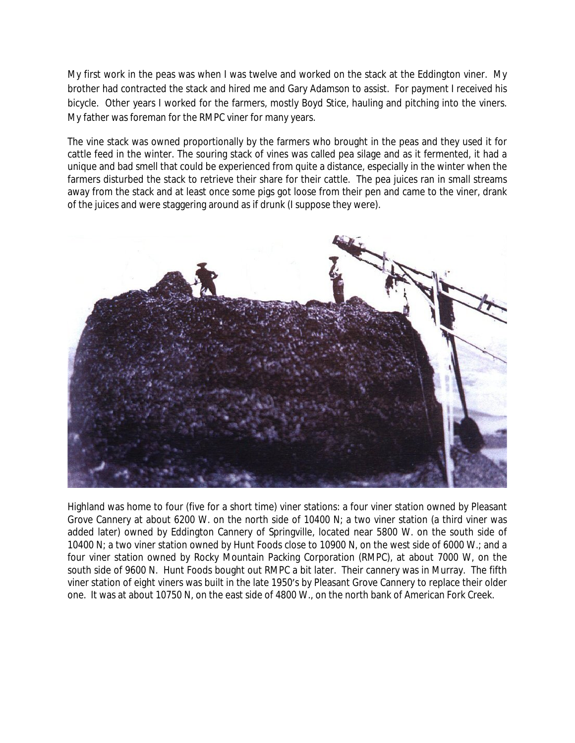My first work in the peas was when I was twelve and worked on the stack at the Eddington viner. My brother had contracted the stack and hired me and Gary Adamson to assist. For payment I received his bicycle. Other years I worked for the farmers, mostly Boyd Stice, hauling and pitching into the viners. My father was foreman for the RMPC viner for many years.

The vine stack was owned proportionally by the farmers who brought in the peas and they used it for cattle feed in the winter. The souring stack of vines was called pea silage and as it fermented, it had a unique and bad smell that could be experienced from quite a distance, especially in the winter when the farmers disturbed the stack to retrieve their share for their cattle. The pea juices ran in small streams away from the stack and at least once some pigs got loose from their pen and came to the viner, drank of the juices and were staggering around as if drunk (I suppose they were).

Highland was home to four (five for a short time) viner stations: a four viner station owned by Pleasant Grove Cannery at about 6200 W. on the north side of 10400 N; a two viner station (a third viner was added later) owned by Eddington Cannery of Springville, located near 5800 W. on the south side of 10400 N; a two viner station owned by Hunt Foods close to 10900 N, on the west side of 6000 W.; and a four viner station owned by Rocky Mountain Packing Corporation (RMPC), at about 7000 W, on the south side of 9600 N. Hunt Foods bought out RMPC a bit later. Their cannery was in Murray. The fifth viner station of eight viners was built in the late 1950's by Pleasant Grove Cannery to replace their older one. It was at about 10750 N, on the east side of 4800 W., on the north bank of American Fork Creek.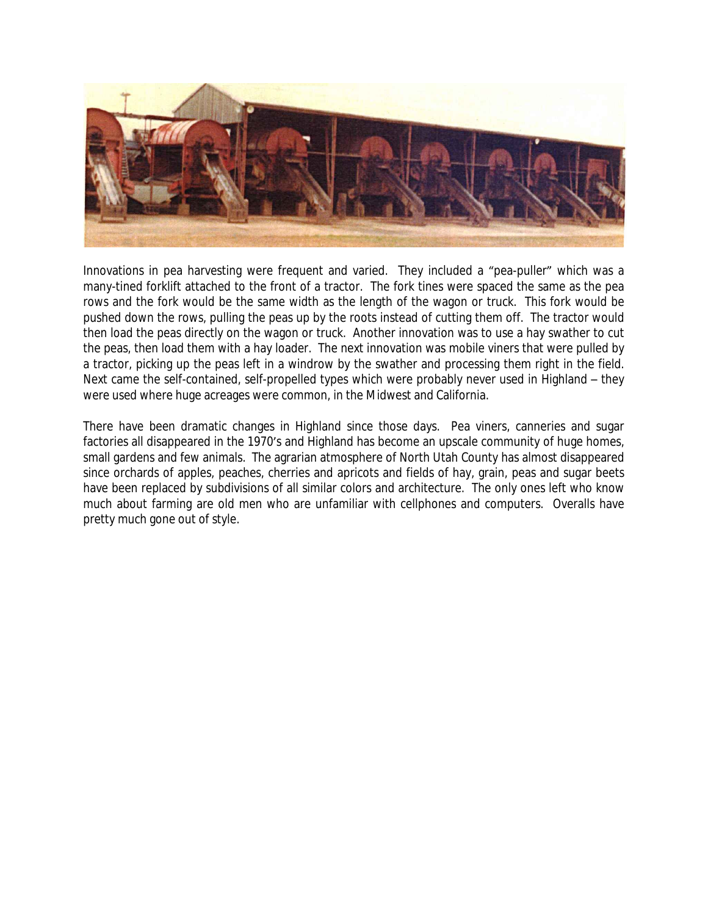Innovations in pea harvesting were frequent and varied. They included a “pea-puller” which was a many-tined forklift attached to the front of a tractor. The fork tines were spaced the same as the pea rows and the fork would be the same width as the length of the wagon or truck. This fork would be pushed down the rows, pulling the peas up by the roots instead of cutting them off. The tractor would then load the peas directly on the wagon or truck. Another innovation was to use a hay swather to cut the peas, then load them with a hay loader. The next innovation was mobile viners that were pulled by a tractor, picking up the peas left in a windrow by the swather and processing them right in the field. Next came the self-contained, self-propelled types which were probably never used in Highland – they were used where huge acreages were common, in the Midwest and California.

There have been dramatic changes in Highland since those days. Pea viners, canneries and sugar factories all disappeared in the 1970’s and Highland has become an upscale community of huge homes, small gardens and few animals. The agrarian atmosphere of North Utah County has almost disappeared since orchards of apples, peaches, cherries and apricots and fields of hay, grain, peas and sugar beets have been replaced by subdivisions of all similar colors and architecture. The only ones left who know much about farming are old men who are unfamiliar with cellphones and computers. Overalls have pretty much gone out of style.